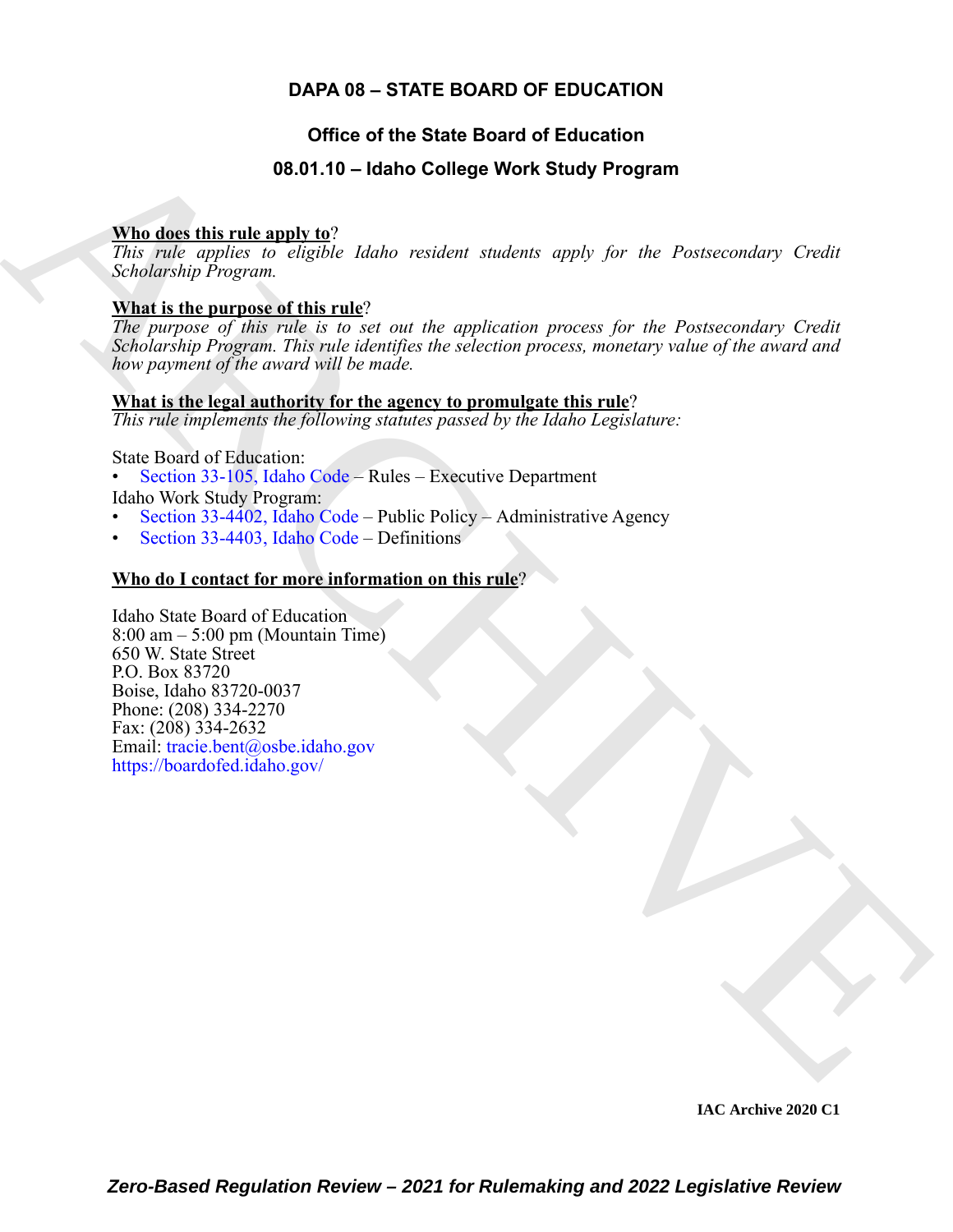# DAPA 08 – STATE BOARD OF EDUCATION

## Office of the State Board of Education

## 08.01.10 – Idaho College Work Study Program

**Who does this rule apply to?**
*This rule applies to eligible Idaho resident students apply for the Postsecondary Credit Scholarship Program.*

**What is the purpose of this rule?**
*The purpose of this rule is to set out the application process for the Postsecondary Credit Scholarship Program. This rule identifies the selection process, monetary value of the award and how payment of the award will be made.*

**What is the legal authority for the agency to promulgate this rule?**
*This rule implements the following statutes passed by the Idaho Legislature:*

State Board of Education:
- Section 33-105, Idaho Code – Rules – Executive Department

Idaho Work Study Program:
- Section 33-4402, Idaho Code – Public Policy – Administrative Agency
- Section 33-4403, Idaho Code – Definitions

**Who do I contact for more information on this rule?**

Idaho State Board of Education
8:00 am – 5:00 pm (Mountain Time)
650 W. State Street
P.O. Box 83720
Boise, Idaho 83720-0037
Phone: (208) 334-2270
Fax: (208) 334-2632
Email: tracie.bent@osbe.idaho.gov
https://boardofed.idaho.gov/

IAC Archive 2020 C1

*Zero-Based Regulation Review – 2021 for Rulemaking and 2022 Legislative Review*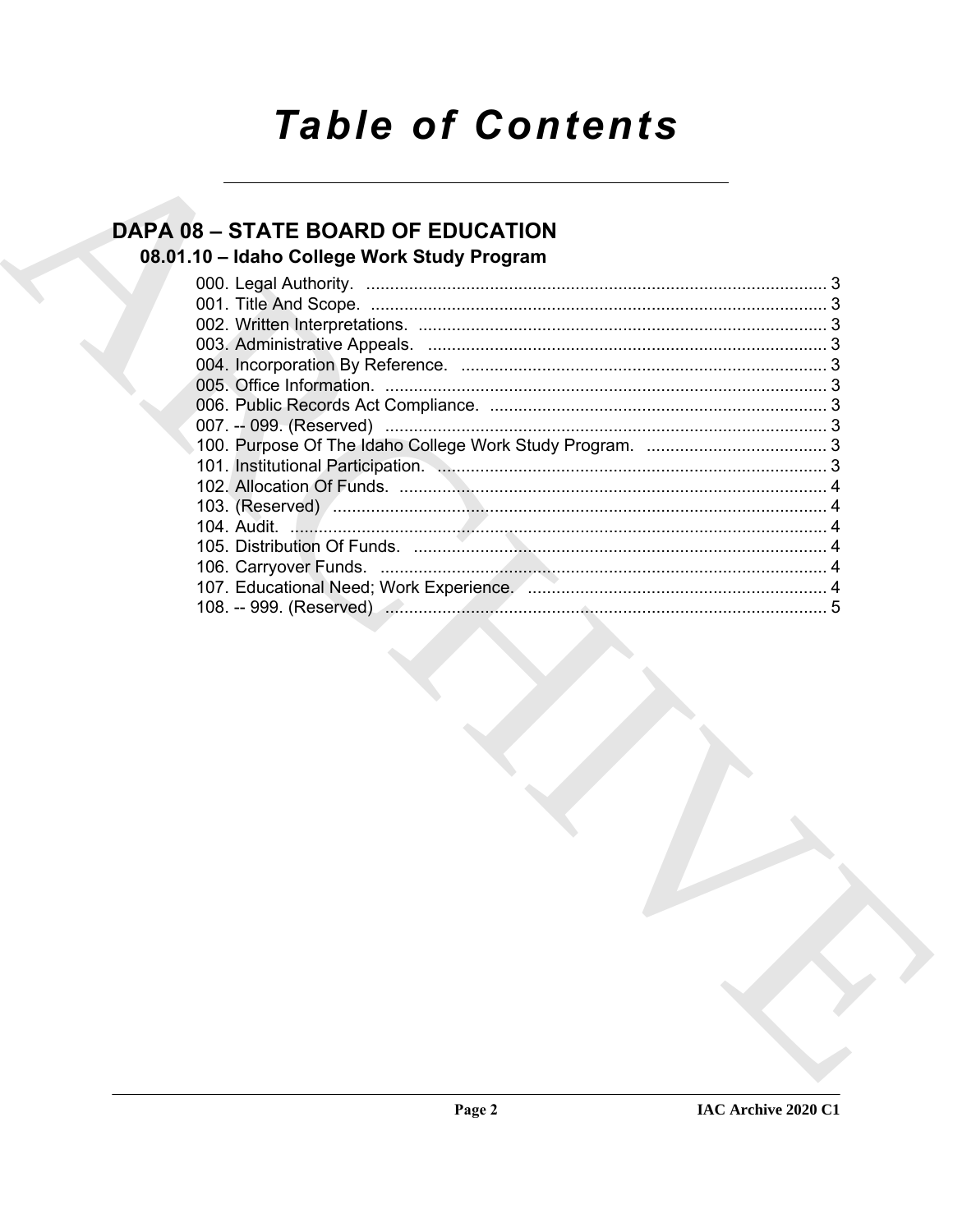# Table of Contents

## DAPA 08 – STATE BOARD OF EDUCATION

### 08.01.10 – Idaho College Work Study Program

000. Legal Authority. ........................................................................................ 3
001. Title And Scope. ........................................................................................ 3
002. Written Interpretations. ........................................................................................ 3
003. Administrative Appeals. ........................................................................................ 3
004. Incorporation By Reference. ........................................................................................ 3
005. Office Information. ........................................................................................ 3
006. Public Records Act Compliance. ........................................................................................ 3
007. -- 099. (Reserved) ........................................................................................ 3
100. Purpose Of The Idaho College Work Study Program. ........................................................................................ 3
101. Institutional Participation. ........................................................................................ 3
102. Allocation Of Funds. ........................................................................................ 4
103. (Reserved) ........................................................................................ 4
104. Audit. ........................................................................................ 4
105. Distribution Of Funds. ........................................................................................ 4
106. Carryover Funds. ........................................................................................ 4
107. Educational Need; Work Experience. ........................................................................................ 4
108. -- 999. (Reserved) ........................................................................................ 5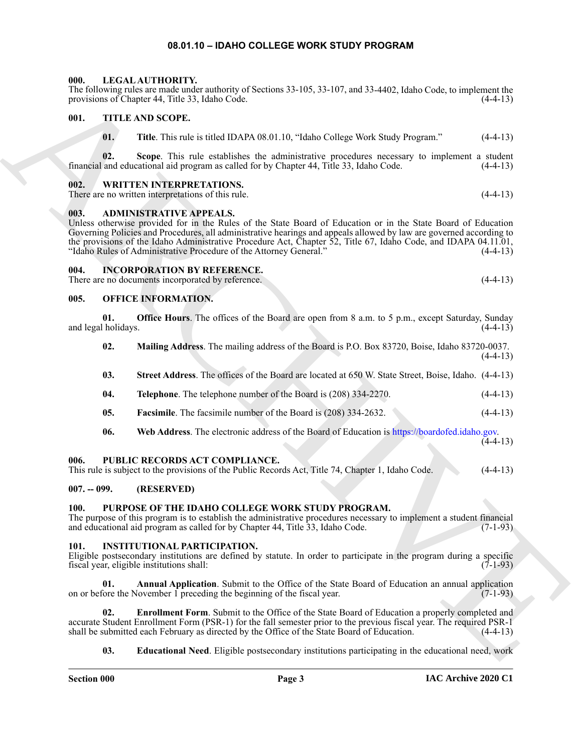# 08.01.10 – IDAHO COLLEGE WORK STUDY PROGRAM

## 000. LEGAL AUTHORITY.

The following rules are made under authority of Sections 33-105, 33-107, and 33-4402, Idaho Code, to implement the provisions of Chapter 44, Title 33, Idaho Code. (4-4-13)

## 001. TITLE AND SCOPE.

**01. Title**. This rule is titled IDAPA 08.01.10, "Idaho College Work Study Program." (4-4-13)

**02. Scope**. This rule establishes the administrative procedures necessary to implement a student financial and educational aid program as called for by Chapter 44, Title 33, Idaho Code. (4-4-13)

## 002. WRITTEN INTERPRETATIONS.

There are no written interpretations of this rule. (4-4-13)

## 003. ADMINISTRATIVE APPEALS.

Unless otherwise provided for in the Rules of the State Board of Education or in the State Board of Education Governing Policies and Procedures, all administrative hearings and appeals allowed by law are governed according to the provisions of the Idaho Administrative Procedure Act, Chapter 52, Title 67, Idaho Code, and IDAPA 04.11.01, "Idaho Rules of Administrative Procedure of the Attorney General." (4-4-13)

## 004. INCORPORATION BY REFERENCE.

There are no documents incorporated by reference. (4-4-13)

## 005. OFFICE INFORMATION.

**01. Office Hours**. The offices of the Board are open from 8 a.m. to 5 p.m., except Saturday, Sunday and legal holidays. (4-4-13)

**02. Mailing Address**. The mailing address of the Board is P.O. Box 83720, Boise, Idaho 83720-0037. (4-4-13)

**03. Street Address**. The offices of the Board are located at 650 W. State Street, Boise, Idaho. (4-4-13)

**04. Telephone**. The telephone number of the Board is (208) 334-2270. (4-4-13)

**05. Facsimile**. The facsimile number of the Board is (208) 334-2632. (4-4-13)

**06. Web Address**. The electronic address of the Board of Education is https://boardofed.idaho.gov. (4-4-13)

## 006. PUBLIC RECORDS ACT COMPLIANCE.

This rule is subject to the provisions of the Public Records Act, Title 74, Chapter 1, Idaho Code. (4-4-13)

## 007. -- 099. (RESERVED)

## 100. PURPOSE OF THE IDAHO COLLEGE WORK STUDY PROGRAM.

The purpose of this program is to establish the administrative procedures necessary to implement a student financial and educational aid program as called for by Chapter 44, Title 33, Idaho Code. (7-1-93)

## 101. INSTITUTIONAL PARTICIPATION.

Eligible postsecondary institutions are defined by statute. In order to participate in the program during a specific fiscal year, eligible institutions shall: (7-1-93)

**01. Annual Application**. Submit to the Office of the State Board of Education an annual application on or before the November 1 preceding the beginning of the fiscal year. (7-1-93)

**02. Enrollment Form**. Submit to the Office of the State Board of Education a properly completed and accurate Student Enrollment Form (PSR-1) for the fall semester prior to the previous fiscal year. The required PSR-1 shall be submitted each February as directed by the Office of the State Board of Education. (4-4-13)

**03. Educational Need**. Eligible postsecondary institutions participating in the educational need, work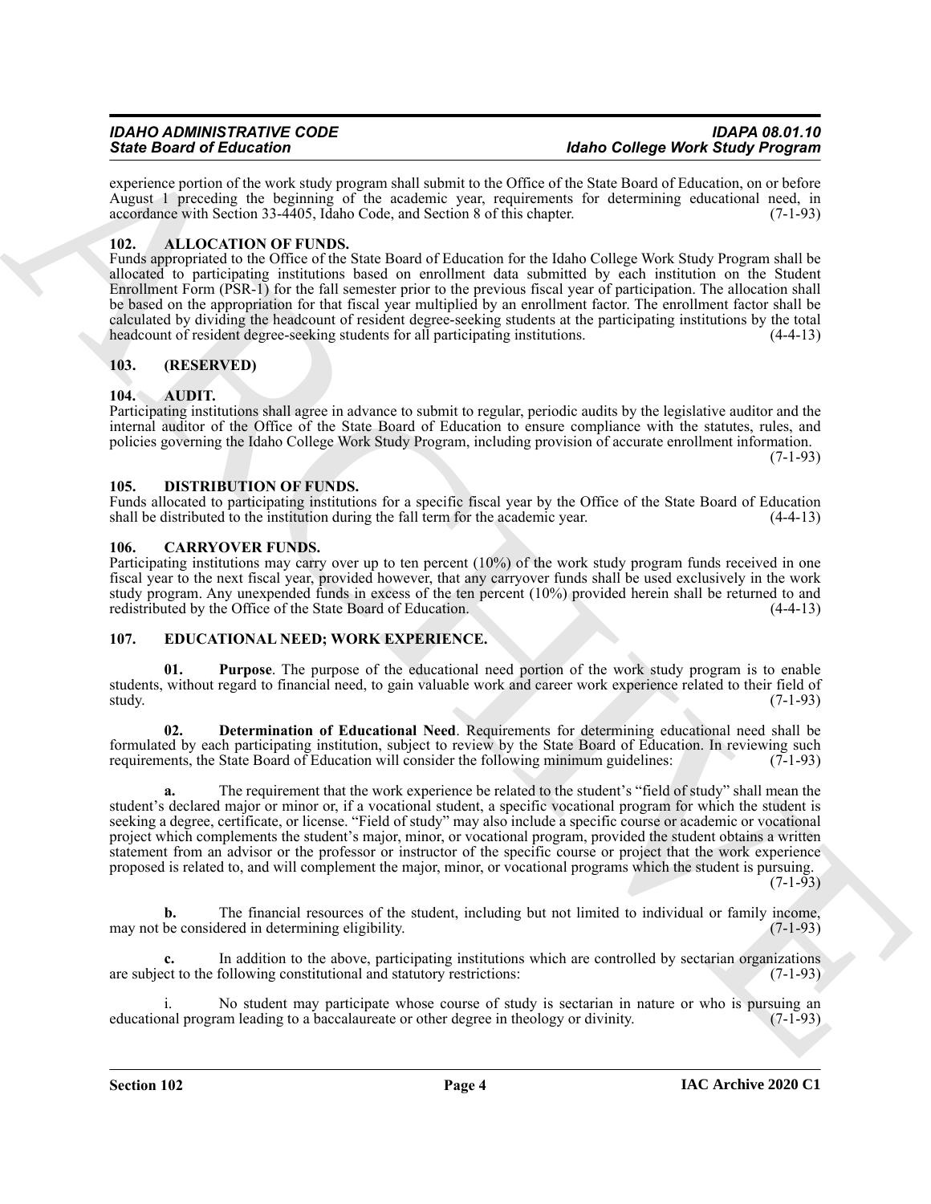experience portion of the work study program shall submit to the Office of the State Board of Education, on or before August 1 preceding the beginning of the academic year, requirements for determining educational need, in accordance with Section 33-4405, Idaho Code, and Section 8 of this chapter. (7-1-93)

## 102. ALLOCATION OF FUNDS.

Funds appropriated to the Office of the State Board of Education for the Idaho College Work Study Program shall be allocated to participating institutions based on enrollment data submitted by each institution on the Student Enrollment Form (PSR-1) for the fall semester prior to the previous fiscal year of participation. The allocation shall be based on the appropriation for that fiscal year multiplied by an enrollment factor. The enrollment factor shall be calculated by dividing the headcount of resident degree-seeking students at the participating institutions by the total headcount of resident degree-seeking students for all participating institutions. (4-4-13)

## 103. (RESERVED)

## 104. AUDIT.

Participating institutions shall agree in advance to submit to regular, periodic audits by the legislative auditor and the internal auditor of the Office of the State Board of Education to ensure compliance with the statutes, rules, and policies governing the Idaho College Work Study Program, including provision of accurate enrollment information. (7-1-93)

## 105. DISTRIBUTION OF FUNDS.

Funds allocated to participating institutions for a specific fiscal year by the Office of the State Board of Education shall be distributed to the institution during the fall term for the academic year. (4-4-13)

## 106. CARRYOVER FUNDS.

Participating institutions may carry over up to ten percent (10%) of the work study program funds received in one fiscal year to the next fiscal year, provided however, that any carryover funds shall be used exclusively in the work study program. Any unexpended funds in excess of the ten percent (10%) provided herein shall be returned to and redistributed by the Office of the State Board of Education. (4-4-13)

## 107. EDUCATIONAL NEED; WORK EXPERIENCE.

**01. Purpose**. The purpose of the educational need portion of the work study program is to enable students, without regard to financial need, to gain valuable work and career work experience related to their field of study. (7-1-93)

**02. Determination of Educational Need**. Requirements for determining educational need shall be formulated by each participating institution, subject to review by the State Board of Education. In reviewing such requirements, the State Board of Education will consider the following minimum guidelines: (7-1-93)

**a.** The requirement that the work experience be related to the student's "field of study" shall mean the student's declared major or minor or, if a vocational student, a specific vocational program for which the student is seeking a degree, certificate, or license. "Field of study" may also include a specific course or academic or vocational project which complements the student's major, minor, or vocational program, provided the student obtains a written statement from an advisor or the professor or instructor of the specific course or project that the work experience proposed is related to, and will complement the major, minor, or vocational programs which the student is pursuing. (7-1-93)

**b.** The financial resources of the student, including but not limited to individual or family income, may not be considered in determining eligibility. (7-1-93)

**c.** In addition to the above, participating institutions which are controlled by sectarian organizations are subject to the following constitutional and statutory restrictions: (7-1-93)

i. No student may participate whose course of study is sectarian in nature or who is pursuing an educational program leading to a baccalaureate or other degree in theology or divinity. (7-1-93)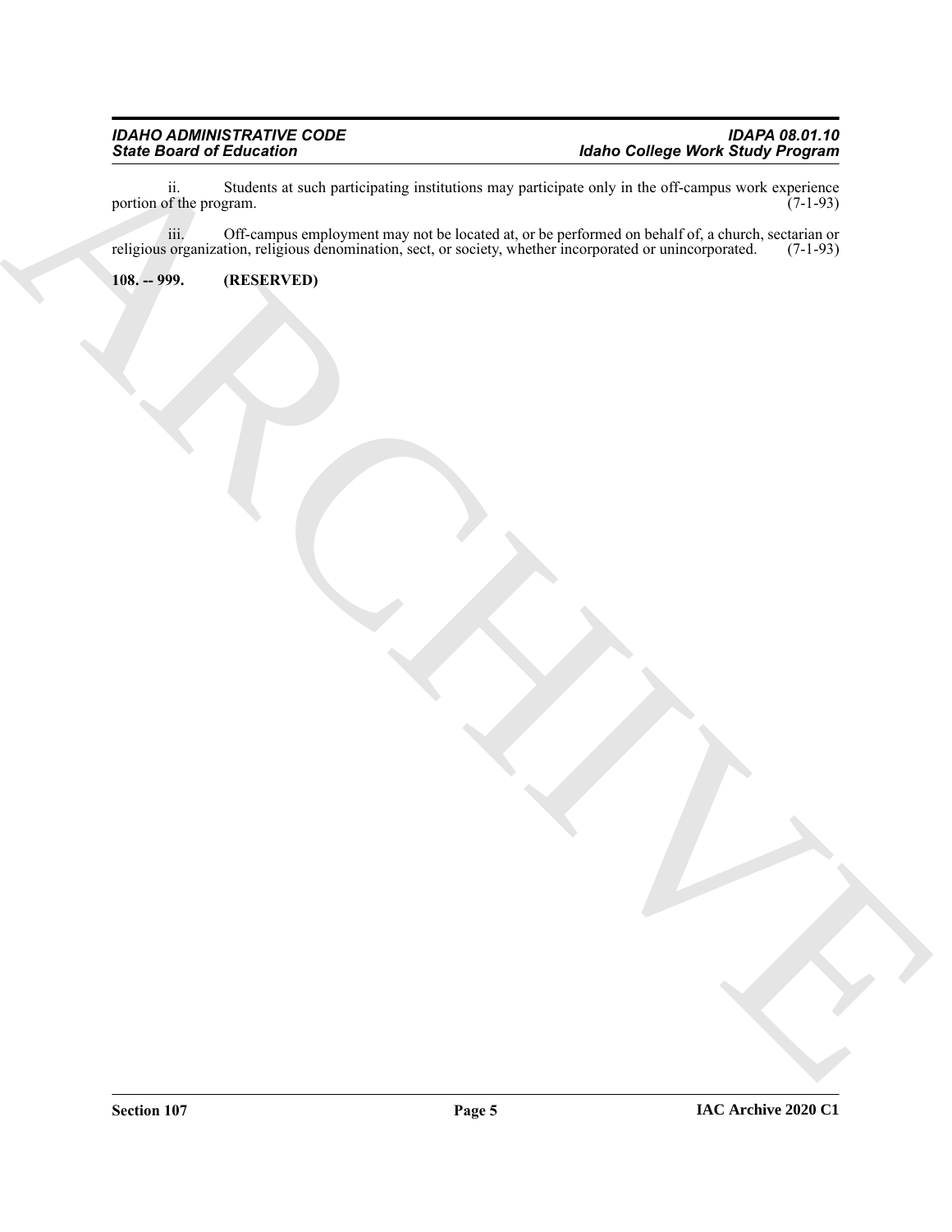ii. Students at such participating institutions may participate only in the off-campus work experience portion of the program. (7-1-93)

iii. Off-campus employment may not be located at, or be performed on behalf of, a church, sectarian or religious organization, religious denomination, sect, or society, whether incorporated or unincorporated. (7-1-93)

**108. -- 999. (RESERVED)**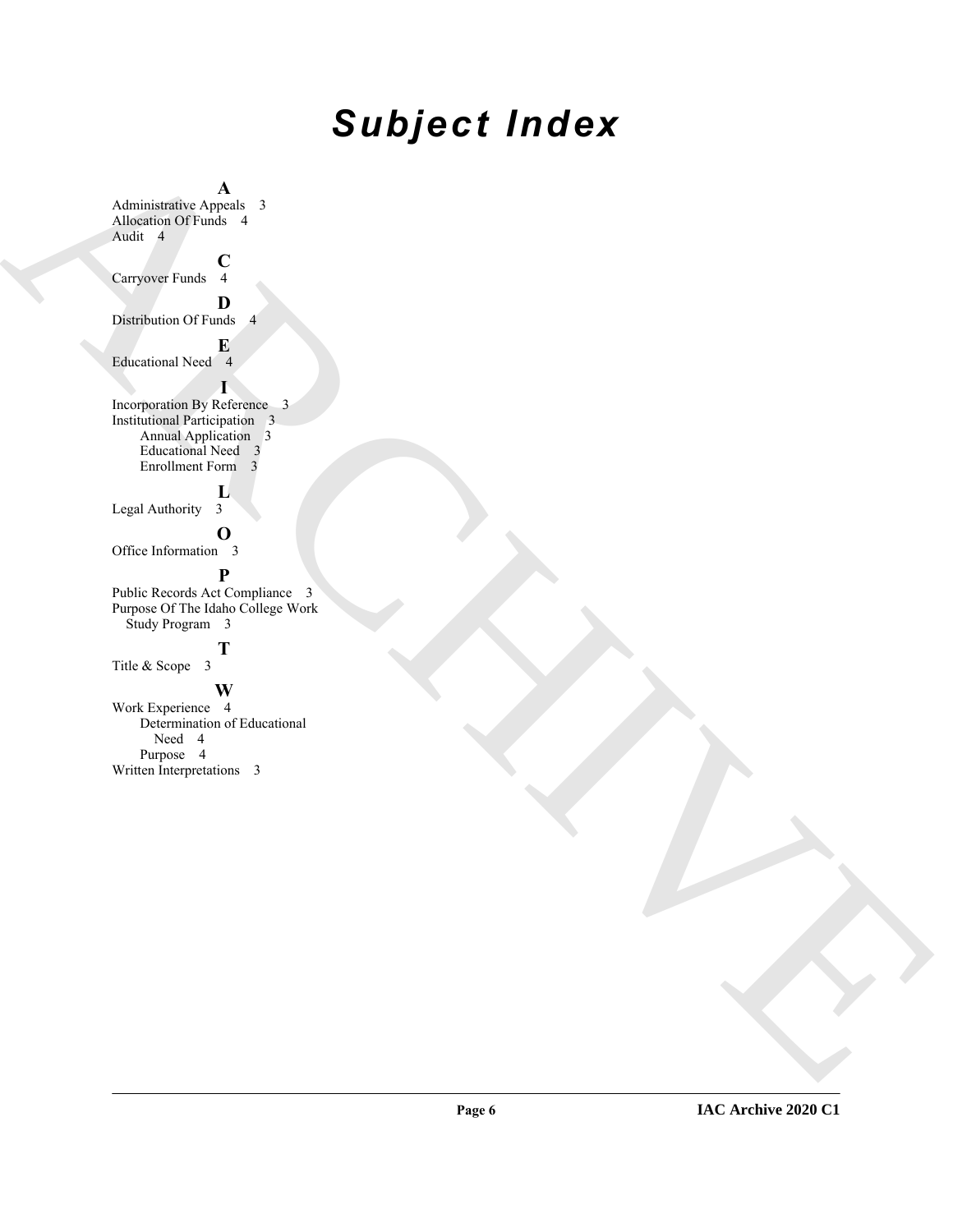# *Subject Index*

**A**

Administrative Appeals 3
Allocation Of Funds 4
Audit 4

**C**

Carryover Funds 4

**D**

Distribution Of Funds 4

**E**

Educational Need 4

**I**

Incorporation By Reference 3
Institutional Participation 3
- Annual Application 3
- Educational Need 3
- Enrollment Form 3

**L**

Legal Authority 3

**O**

Office Information 3

**P**

Public Records Act Compliance 3
Purpose Of The Idaho College Work Study Program 3

**T**

Title & Scope 3

**W**

Work Experience 4
- Determination of Educational Need 4
- Purpose 4

Written Interpretations 3